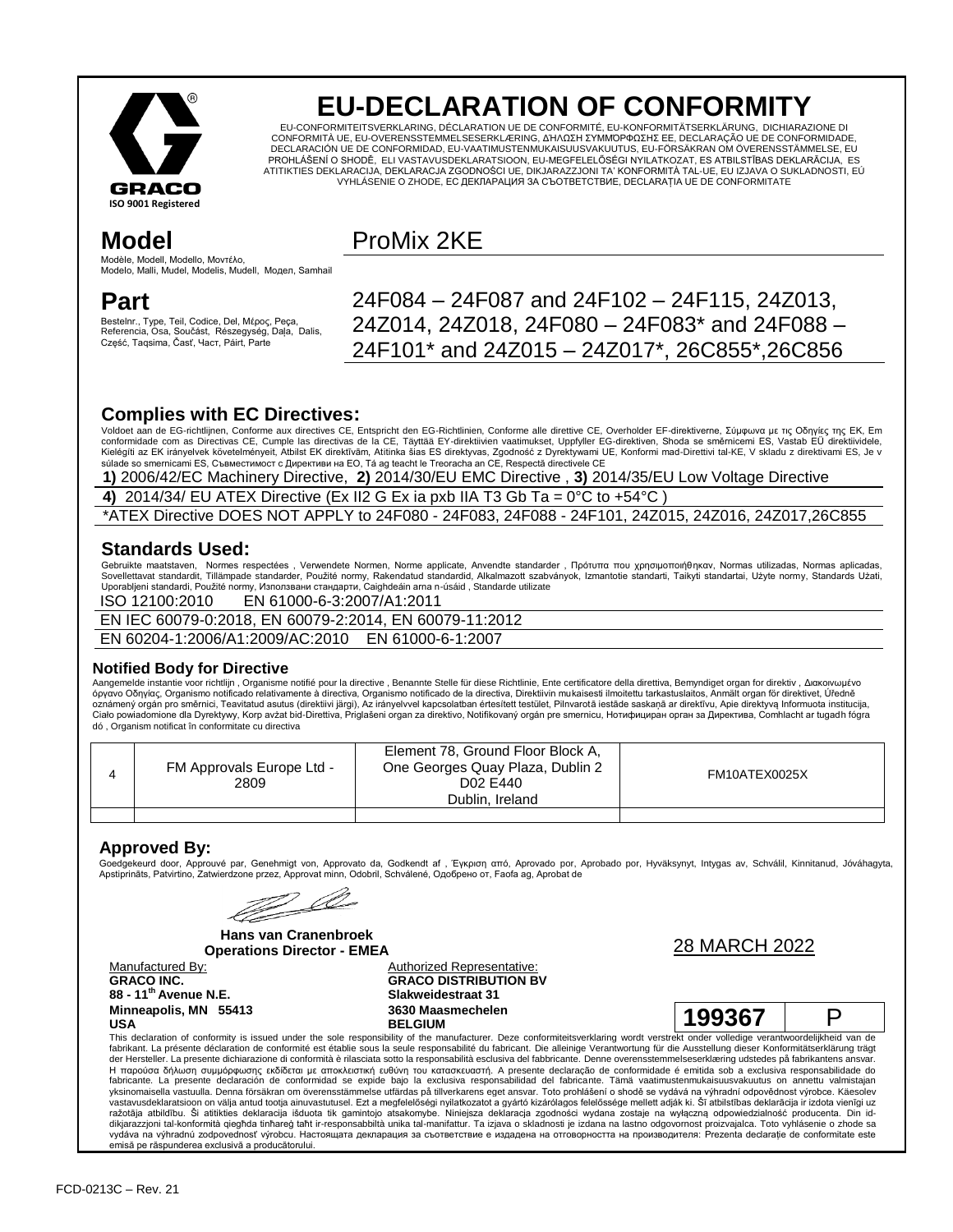GRACO
ISO 9001 Registered

# EU-DECLARATION OF CONFORMITY

EU-CONFORMITEITSVERKLARING, DÉCLARATION UE DE CONFORMITÉ, EU-KONFORMITÄTSERKLÄRUNG, DICHIARAZIONE DI CONFORMITÀ UE, EU-OVERENSSTEMMELSESERKLÆRING, ΔΗΛΩΣΗ ΣΥΜΜΟΡΦΩΣΗΣ ΕΕ, DECLARAÇÃO UE DE CONFORMIDADE, DECLARACIÓN UE DE CONFORMIDAD, EU-VAATIMUSTENMUKAISUUSVAKUUTUS, EU-FÖRSÄKRAN OM ÖVERENSSTÄMMELSE, EU PROHLÁŠENÍ O SHODĚ, ELI VASTAVUSDEKLARATSIOON, EU-MEGFELELŐSÉGI NYILATKOZAT, ES ATBILSTĪBAS DEKLARĀCIJA, ES ATITIKTIES DEKLARACIJA, DEKLARACJA ZGODNOŚCI UE, DIKJARAZZJONI TA' KONFORMITÀ TAL-UE, EU IZJAVA O SUKLADNOSTI, EÚ VYHLÁSENIE O ZHODE, ЕС ДЕКЛАРАЦИЯ ЗА СЪОТВЕТСТВИЕ, DECLARAȚIA UE DE CONFORMITATE

## Model

Modèle, Modell, Modello, Μοντέλο, Modelo, Malli, Mudel, Modelis, Mudell, Модел, Samhail

ProMix 2KE

## Part

Bestelnr., Type, Teil, Codice, Del, Μέρος, Peça, Referencia, Osa, Součást, Részegység, Daļa, Dalis, Część, Taqsima, Časť, Част, Páirt, Parte

24F084 – 24F087 and 24F102 – 24F115, 24Z013, 24Z014, 24Z018, 24F080 – 24F083* and 24F088 – 24F101* and 24Z015 – 24Z017*, 26C855*,26C856

### Complies with EC Directives:

Voldoet aan de EG-richtlijnen, Conforme aux directives CE, Entspricht den EG-Richtlinien, Conforme alle direttive CE, Overholder EF-direktiverne, Σύμφωνα με τις Οδηγίες της ΕΚ, Em conformidade com as Directivas CE, Cumple las directivas de la CE, Täyttää EY-direktiivien vaatimukset, Uppfyller EG-direktiven, Shoda se směrnicemi ES, Vastab EÜ direktiividele, Kielégíti az EK irányelvek követelményeit, Atbilst EK direktīvām, Atitinka šias ES direktyvas, Zgodność z Dyrektywami UE, Konformi mad-Direttivi tal-KE, V skladu z direktivami ES, Je v súlade so smernicami ES, Съвместимост с Директиви на ЕО, Tá ag teacht le Treoracha an CE, Respectă directivele CE

**1)** 2006/42/EC Machinery Directive, **2)** 2014/30/EU EMC Directive , **3)** 2014/35/EU Low Voltage Directive

**4)** 2014/34/ EU ATEX Directive (Ex II2 G Ex ia pxb IIA T3 Gb Ta = 0°C to +54°C )

*ATEX Directive DOES NOT APPLY to 24F080 - 24F083, 24F088 - 24F101, 24Z015, 24Z016, 24Z017,26C855

### Standards Used:

Gebruikte maatstaven, Normes respectées , Verwendete Normen, Norme applicate, Anvendte standarder , Πρότυπα που χρησιμοποιήθηκαν, Normas utilizadas, Normas aplicadas, Sovellettavat standardit, Tillämpade standarder, Použité normy, Rakendatud standardid, Alkalmazott szabványok, Izmantotie standarti, Taikyti standartai, Użyte normy, Standards Użati, Uporabljeni standardi, Použité normy, Използвани стандарти, Caighdeáin arna n-úsáid , Standarde utilizate

ISO 12100:2010 EN 61000-6-3:2007/A1:2011

EN IEC 60079-0:2018, EN 60079-2:2014, EN 60079-11:2012

EN 60204-1:2006/A1:2009/AC:2010 EN 61000-6-1:2007

#### Notified Body for Directive

Aangemelde instantie voor richtlijn , Organisme notifié pour la directive , Benannte Stelle für diese Richtlinie, Ente certificatore della direttiva, Bemyndiget organ for direktiv , Διακοινωμένο όργανο Οδηγίας, Organismo notificado relativamente à directiva, Organismo notificado de la directiva, Direktiivin mukaisesti ilmoitettu tarkastuslaitos, Anmält organ för direktivet, Úředně oznámený orgán pro směrnici, Teavitatud asutus (direktiivi järgi), Az irányelvvel kapcsolatban értesített testület, Pilnvarotā iestāde saskaņā ar direktīvu, Apie direktyvą Informuota institucija, Ciało powiadomione dla Dyrektywy, Korp avżat bid-Direttiva, Priglašeni organ za direktivo, Notifikovaný orgán pre smernicu, Нотифициран орган за Директива, Comhlacht ar tugadh fógra dó , Organism notificat în conformitate cu directiva

| 4 | FM Approvals Europe Ltd - 2809 | Element 78, Ground Floor Block A, One Georges Quay Plaza, Dublin 2 D02 E440 Dublin, Ireland | FM10ATEX0025X |
|---|---|---|---|
| | | | |

### Approved By:

Goedgekeurd door, Approuvé par, Genehmigt von, Approvato da, Godkendt af , Έγκριση από, Aprovado por, Aprobado por, Hyväksynyt, Intygas av, Schválil, Kinnitanud, Jóváhagyta, Apstiprināts, Patvirtino, Zatwierdzone przez, Approvat minn, Odobril, Schválené, Одобрено от, Faofa ag, Aprobat de

**Hans van Cranenbroek**
**Operations Director - EMEA**

28 MARCH 2022

Manufactured By:
**GRACO INC.**
**88 - 11th Avenue N.E.**
**Minneapolis, MN 55413**
**USA**

Authorized Representative:
**GRACO DISTRIBUTION BV**
**Slakweidestraat 31**
**3630 Maasmechelen**
**BELGIUM**

| 199367 | P |
|---|---|

This declaration of conformity is issued under the sole responsibility of the manufacturer. Deze conformiteitsverklaring wordt verstrekt onder volledige verantwoordelijkheid van de fabrikant. La présente déclaration de conformité est établie sous la seule responsabilité du fabricant. Die alleinige Verantwortung für die Ausstellung dieser Konformitätserklärung trägt der Hersteller. La presente dichiarazione di conformità è rilasciata sotto la responsabilità esclusiva del fabbricante. Denne overensstemmelseserklæring udstedes på fabrikantens ansvar. Η παρούσα δήλωση συμμόρφωσης εκδίδεται με αποκλειστική ευθύνη του κατασκευαστή. A presente declaração de conformidade é emitida sob a exclusiva responsabilidade do fabricante. La presente declaración de conformidad se expide bajo la exclusiva responsabilidad del fabricante. Tämä vaatimustenmukaisuusvakuutus on annettu valmistajan yksinomaisella vastuulla. Denna försäkran om överensstämmelse utfärdas på tillverkarens eget ansvar. Toto prohlášení o shodě se vydává na výhradní odpovědnost výrobce. Käesolev vastavusdeklaratsioon on välja antud tootja ainuvastutusel. Ezt a megfelelőségi nyilatkozatot a gyártó kizárólagos felelőssége mellett adják ki. Šī atbilstības deklarācija ir izdota vienīgi uz ražotāja atbildību. Ši atitikties deklaracija išduota tik gamintojo atsakomybe. Niniejsza deklaracja zgodności wydana zostaje na wyłączną odpowiedzialność producenta. Din id-dikjarazzjoni tal-konformità qiegħda tinħareġ taħt ir-responsabbiltà unika tal-manifattur. Ta izjava o skladnosti je izdana na lastno odgovornost proizvajalca. Toto vyhlásenie o zhode sa vydáva na výhradnú zodpovednosť výrobcu. Настоящата декларация за съответствие е издадена на отговорността на производителя: Prezenta declarație de conformitate este emisă pe răspunderea exclusivă a producătorului.

FCD-0213C – Rev. 21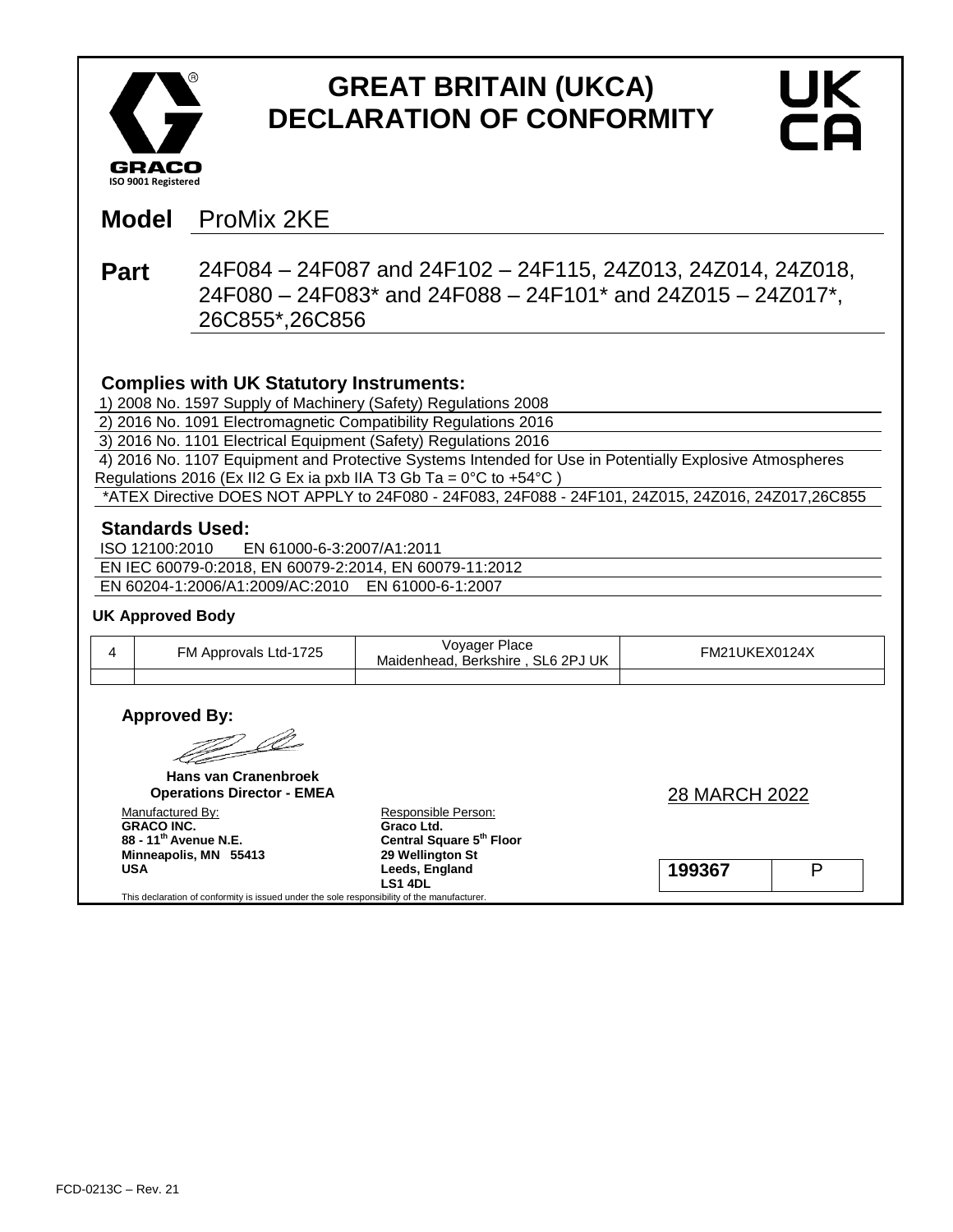GRACO
ISO 9001 Registered

# GREAT BRITAIN (UKCA) DECLARATION OF CONFORMITY

UK CA

**Model** ProMix 2KE

**Part** 24F084 – 24F087 and 24F102 – 24F115, 24Z013, 24Z014, 24Z018, 24F080 – 24F083* and 24F088 – 24F101* and 24Z015 – 24Z017*, 26C855*,26C856

### Complies with UK Statutory Instruments:

1) 2008 No. 1597 Supply of Machinery (Safety) Regulations 2008
2) 2016 No. 1091 Electromagnetic Compatibility Regulations 2016
3) 2016 No. 1101 Electrical Equipment (Safety) Regulations 2016
4) 2016 No. 1107 Equipment and Protective Systems Intended for Use in Potentially Explosive Atmospheres Regulations 2016 (Ex II2 G Ex ia pxb IIA T3 Gb Ta = 0°C to +54°C )

*ATEX Directive DOES NOT APPLY to 24F080 - 24F083, 24F088 - 24F101, 24Z015, 24Z016, 24Z017,26C855

### Standards Used:

ISO 12100:2010 EN 61000-6-3:2007/A1:2011
EN IEC 60079-0:2018, EN 60079-2:2014, EN 60079-11:2012
EN 60204-1:2006/A1:2009/AC:2010 EN 61000-6-1:2007

**UK Approved Body**

| | | | |
|---|---|---|---|
| 4 | FM Approvals Ltd-1725 | Voyager Place Maidenhead, Berkshire , SL6 2PJ UK | FM21UKEX0124X |
| | | | |

**Approved By:**

**Hans van Cranenbroek**
**Operations Director - EMEA**

28 MARCH 2022

Manufactured By:
**GRACO INC.**
**88 - 11th Avenue N.E.**
**Minneapolis, MN 55413**
**USA**

Responsible Person:
**Graco Ltd.**
**Central Square 5th Floor**
**29 Wellington St**
**Leeds, England**
**LS1 4DL**

| | |
|---|---|
| **199367** | P |

This declaration of conformity is issued under the sole responsibility of the manufacturer.

FCD-0213C – Rev. 21